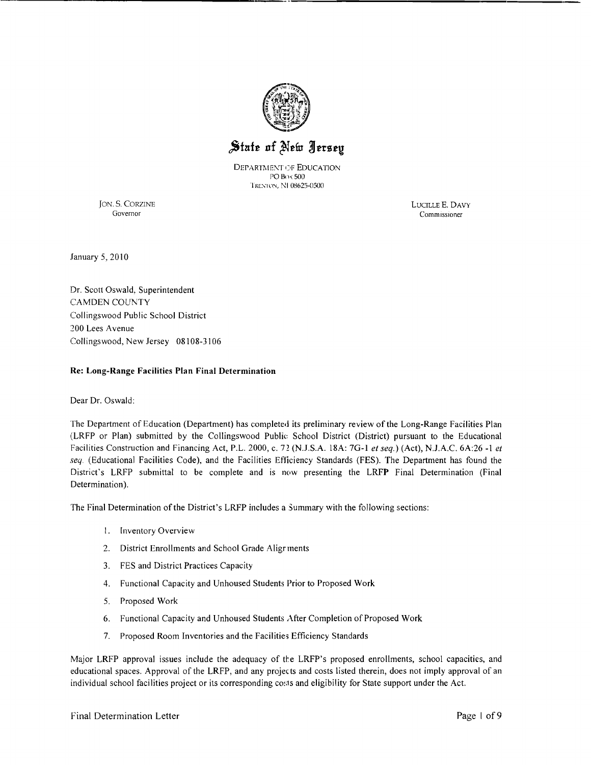# State of New Jersey

DEPARTMENT OF EDUCATION
PO BOX 500
TRENTON, NJ 08625-0500

JON. S. CORZINE
Governor

LUCILLE E. DAVY
Commissioner

January 5, 2010

Dr. Scott Oswald, Superintendent
CAMDEN COUNTY
Collingswood Public School District
200 Lees Avenue
Collingswood, New Jersey 08108-3106

**Re: Long-Range Facilities Plan Final Determination**

Dear Dr. Oswald:

The Department of Education (Department) has completed its preliminary review of the Long-Range Facilities Plan (LRFP or Plan) submitted by the Collingswood Public School District (District) pursuant to the Educational Facilities Construction and Financing Act, P.L. 2000, c. 72 (N.J.S.A. 18A: 7G-1 *et seq.*) (Act), N.J.A.C. 6A:26 -1 *et seq.* (Educational Facilities Code), and the Facilities Efficiency Standards (FES). The Department has found the District's LRFP submittal to be complete and is now presenting the LRFP Final Determination (Final Determination).

The Final Determination of the District's LRFP includes a Summary with the following sections:

1. Inventory Overview
2. District Enrollments and School Grade Alignments
3. FES and District Practices Capacity
4. Functional Capacity and Unhoused Students Prior to Proposed Work
5. Proposed Work
6. Functional Capacity and Unhoused Students After Completion of Proposed Work
7. Proposed Room Inventories and the Facilities Efficiency Standards

Major LRFP approval issues include the adequacy of the LRFP's proposed enrollments, school capacities, and educational spaces. Approval of the LRFP, and any projects and costs listed therein, does not imply approval of an individual school facilities project or its corresponding costs and eligibility for State support under the Act.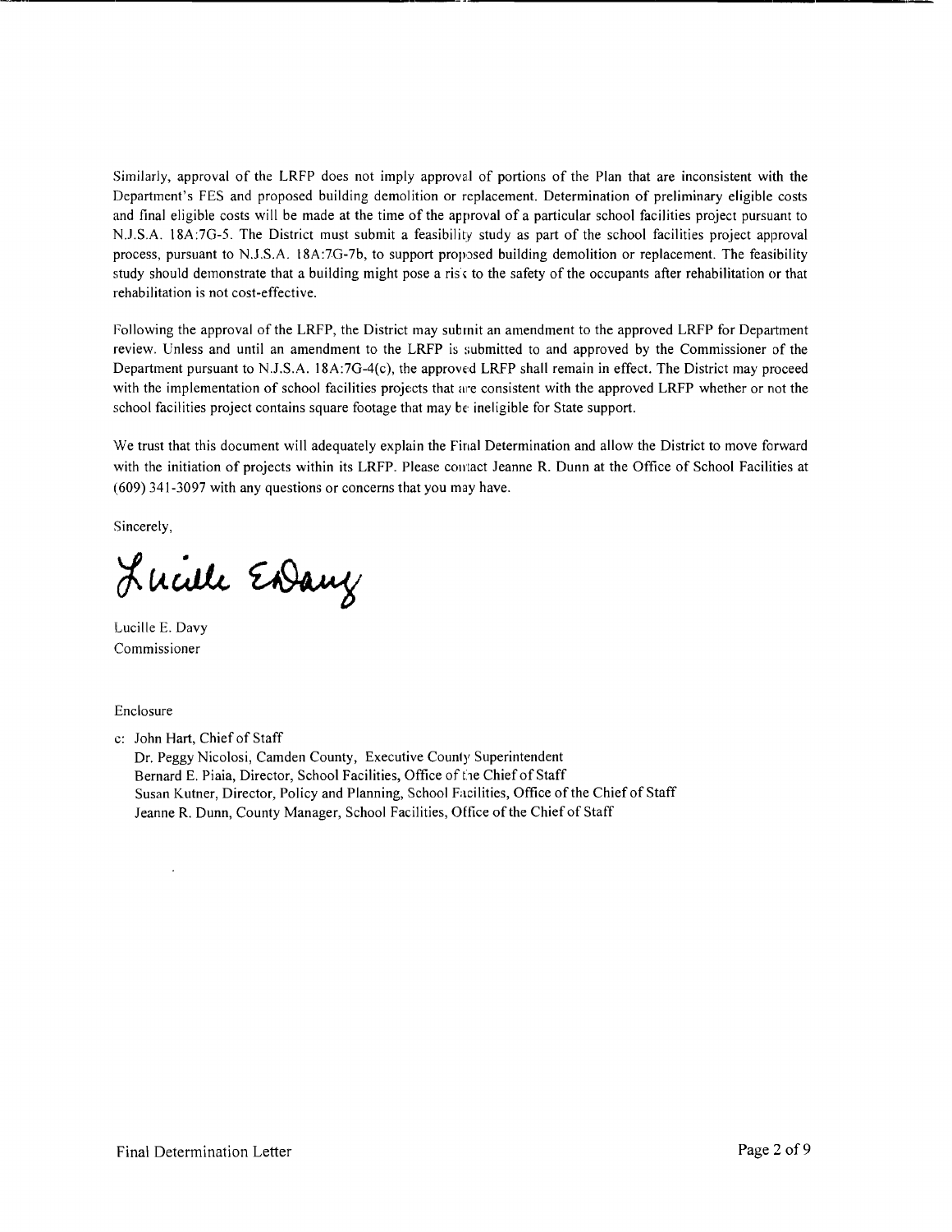Similarly, approval of the LRFP does not imply approval of portions of the Plan that are inconsistent with the Department's FES and proposed building demolition or replacement. Determination of preliminary eligible costs and final eligible costs will be made at the time of the approval of a particular school facilities project pursuant to N.J.S.A. 18A:7G-5. The District must submit a feasibility study as part of the school facilities project approval process, pursuant to N.J.S.A. 18A:7G-7b, to support proposed building demolition or replacement. The feasibility study should demonstrate that a building might pose a risk to the safety of the occupants after rehabilitation or that rehabilitation is not cost-effective.

Following the approval of the LRFP, the District may submit an amendment to the approved LRFP for Department review. Unless and until an amendment to the LRFP is submitted to and approved by the Commissioner of the Department pursuant to N.J.S.A. 18A:7G-4(c), the approved LRFP shall remain in effect. The District may proceed with the implementation of school facilities projects that are consistent with the approved LRFP whether or not the school facilities project contains square footage that may be ineligible for State support.

We trust that this document will adequately explain the Final Determination and allow the District to move forward with the initiation of projects within its LRFP. Please contact Jeanne R. Dunn at the Office of School Facilities at (609) 341-3097 with any questions or concerns that you may have.

Sincerely,

Lucille E. Davy
Commissioner

Enclosure

c: John Hart, Chief of Staff
Dr. Peggy Nicolosi, Camden County, Executive County Superintendent
Bernard E. Piaia, Director, School Facilities, Office of the Chief of Staff
Susan Kutner, Director, Policy and Planning, School Facilities, Office of the Chief of Staff
Jeanne R. Dunn, County Manager, School Facilities, Office of the Chief of Staff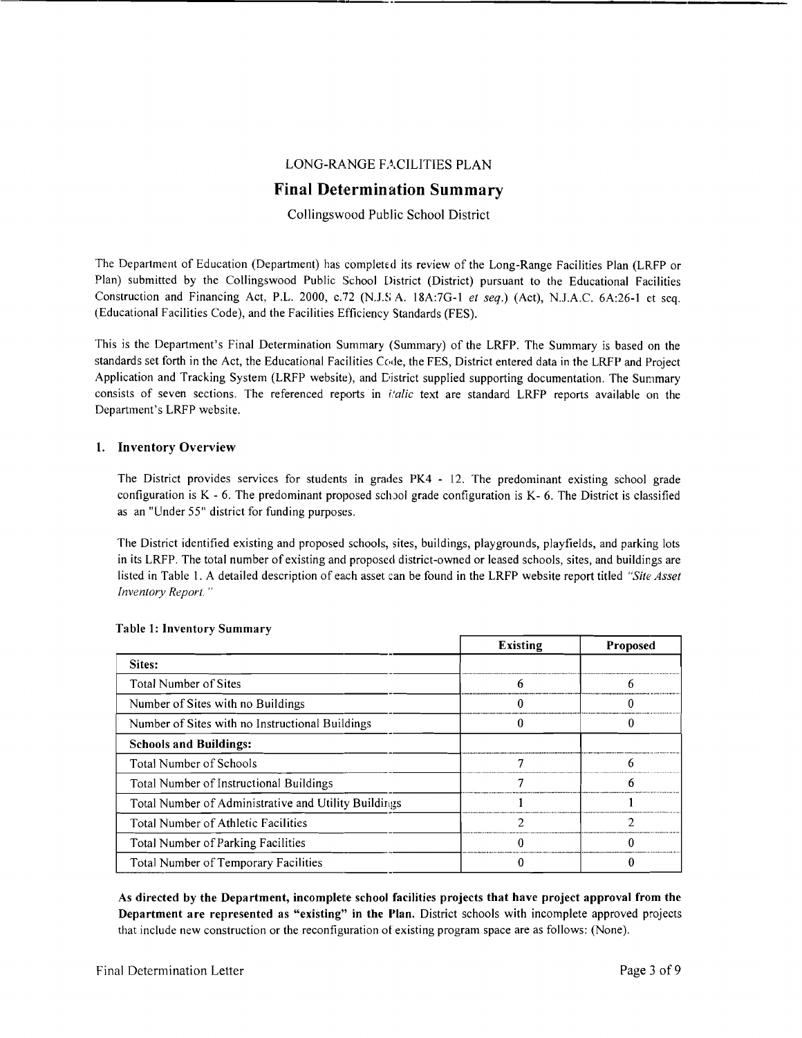LONG-RANGE FACILITIES PLAN

# Final Determination Summary

Collingswood Public School District

The Department of Education (Department) has completed its review of the Long-Range Facilities Plan (LRFP or Plan) submitted by the Collingswood Public School District (District) pursuant to the Educational Facilities Construction and Financing Act, P.L. 2000, c.72 (N.J.S.A. 18A:7G-1 *et seq.*) (Act), N.J.A.C. 6A:26-1 et seq. (Educational Facilities Code), and the Facilities Efficiency Standards (FES).

This is the Department's Final Determination Summary (Summary) of the LRFP. The Summary is based on the standards set forth in the Act, the Educational Facilities Code, the FES, District entered data in the LRFP and Project Application and Tracking System (LRFP website), and District supplied supporting documentation. The Summary consists of seven sections. The referenced reports in *italic* text are standard LRFP reports available on the Department's LRFP website.

## 1. Inventory Overview

The District provides services for students in grades PK4 - 12. The predominant existing school grade configuration is K - 6. The predominant proposed school grade configuration is K- 6. The District is classified as an "Under 55" district for funding purposes.

The District identified existing and proposed schools, sites, buildings, playgrounds, playfields, and parking lots in its LRFP. The total number of existing and proposed district-owned or leased schools, sites, and buildings are listed in Table 1. A detailed description of each asset can be found in the LRFP website report titled *"Site Asset Inventory Report."*

**Table 1: Inventory Summary**

| | Existing | Proposed |
|---|---|---|
| **Sites:** | | |
| Total Number of Sites | 6 | 6 |
| Number of Sites with no Buildings | 0 | 0 |
| Number of Sites with no Instructional Buildings | 0 | 0 |
| **Schools and Buildings:** | | |
| Total Number of Schools | 7 | 6 |
| Total Number of Instructional Buildings | 7 | 6 |
| Total Number of Administrative and Utility Buildings | 1 | 1 |
| Total Number of Athletic Facilities | 2 | 2 |
| Total Number of Parking Facilities | 0 | 0 |
| Total Number of Temporary Facilities | 0 | 0 |

**As directed by the Department, incomplete school facilities projects that have project approval from the Department are represented as "existing" in the Plan.** District schools with incomplete approved projects that include new construction or the reconfiguration of existing program space are as follows: (None).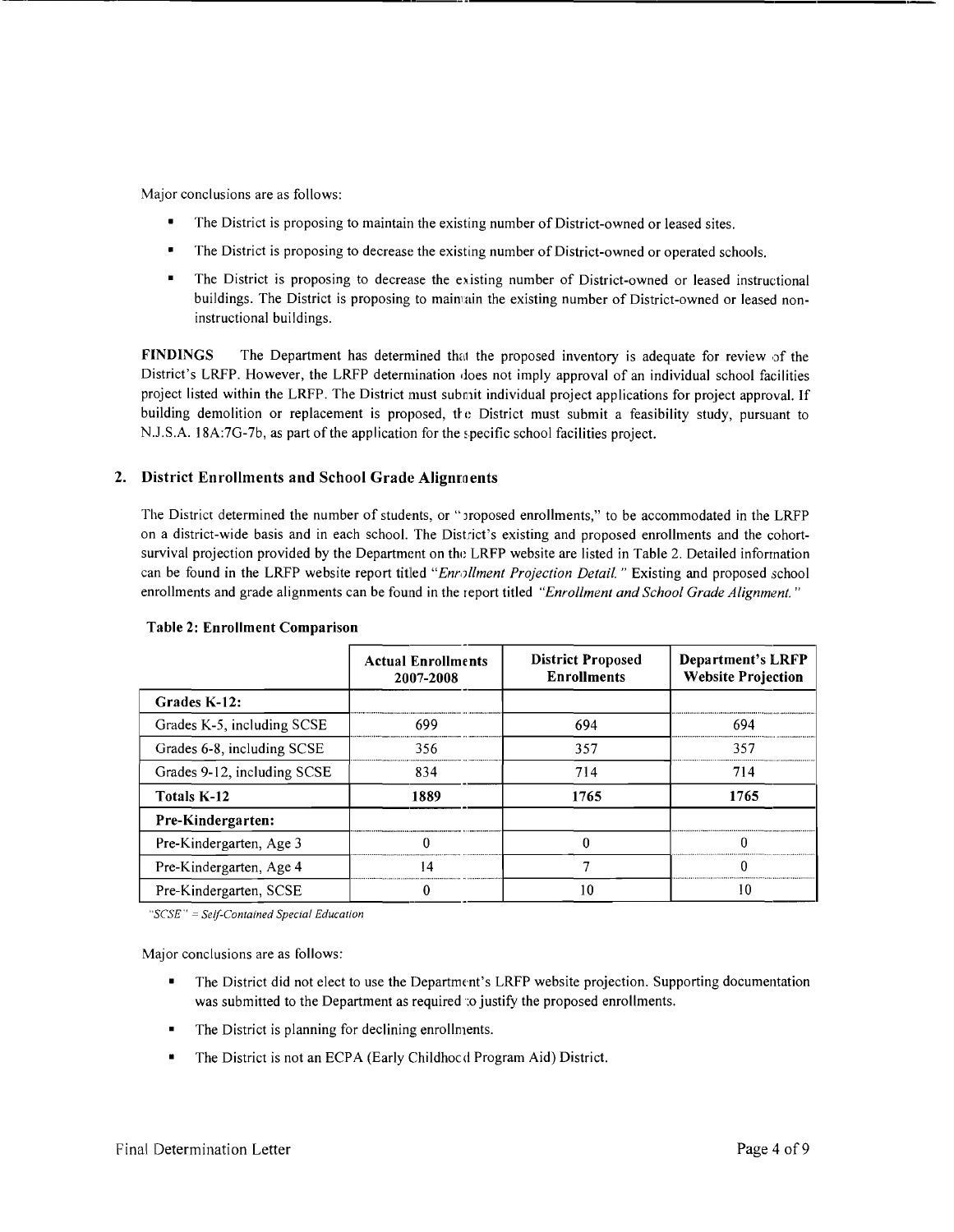Major conclusions are as follows:

- The District is proposing to maintain the existing number of District-owned or leased sites.
- The District is proposing to decrease the existing number of District-owned or operated schools.
- The District is proposing to decrease the existing number of District-owned or leased instructional buildings. The District is proposing to maintain the existing number of District-owned or leased non-instructional buildings.

**FINDINGS** The Department has determined that the proposed inventory is adequate for review of the District's LRFP. However, the LRFP determination does not imply approval of an individual school facilities project listed within the LRFP. The District must submit individual project applications for project approval. If building demolition or replacement is proposed, the District must submit a feasibility study, pursuant to N.J.S.A. 18A:7G-7b, as part of the application for the specific school facilities project.

## 2. District Enrollments and School Grade Alignments

The District determined the number of students, or "proposed enrollments," to be accommodated in the LRFP on a district-wide basis and in each school. The District's existing and proposed enrollments and the cohort-survival projection provided by the Department on the LRFP website are listed in Table 2. Detailed information can be found in the LRFP website report titled "*Enrollment Projection Detail.*" Existing and proposed school enrollments and grade alignments can be found in the report titled "*Enrollment and School Grade Alignment.*"

**Table 2: Enrollment Comparison**

| | Actual Enrollments 2007-2008 | District Proposed Enrollments | Department's LRFP Website Projection |
|---|---|---|---|
| **Grades K-12:** | | | |
| Grades K-5, including SCSE | 699 | 694 | 694 |
| Grades 6-8, including SCSE | 356 | 357 | 357 |
| Grades 9-12, including SCSE | 834 | 714 | 714 |
| **Totals K-12** | **1889** | **1765** | **1765** |
| **Pre-Kindergarten:** | | | |
| Pre-Kindergarten, Age 3 | 0 | 0 | 0 |
| Pre-Kindergarten, Age 4 | 14 | 7 | 0 |
| Pre-Kindergarten, SCSE | 0 | 10 | 10 |

*"SCSE" = Self-Contained Special Education*

Major conclusions are as follows:

- The District did not elect to use the Department's LRFP website projection. Supporting documentation was submitted to the Department as required to justify the proposed enrollments.
- The District is planning for declining enrollments.
- The District is not an ECPA (Early Childhood Program Aid) District.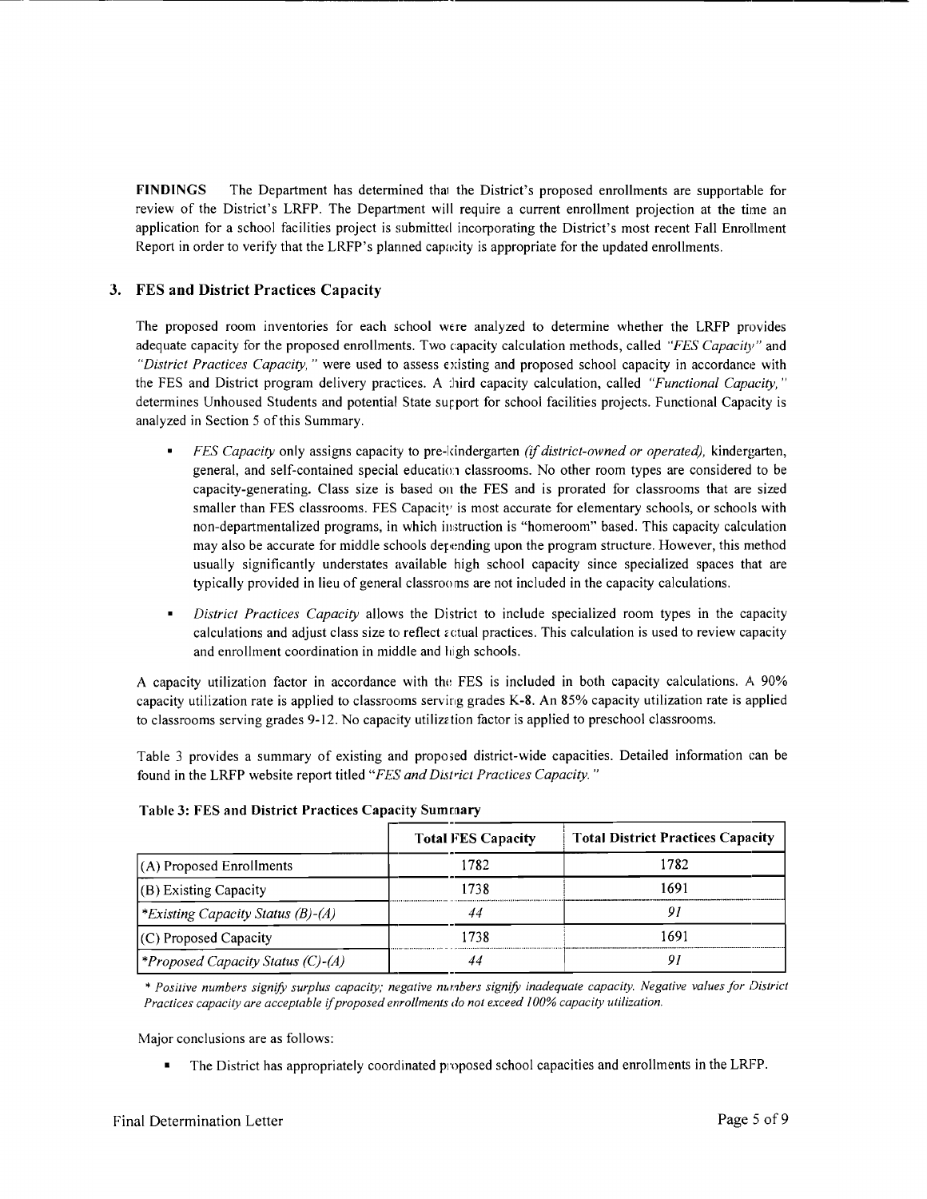**FINDINGS** The Department has determined that the District's proposed enrollments are supportable for review of the District's LRFP. The Department will require a current enrollment projection at the time an application for a school facilities project is submitted incorporating the District's most recent Fall Enrollment Report in order to verify that the LRFP's planned capacity is appropriate for the updated enrollments.

## 3. FES and District Practices Capacity

The proposed room inventories for each school were analyzed to determine whether the LRFP provides adequate capacity for the proposed enrollments. Two capacity calculation methods, called *"FES Capacity"* and *"District Practices Capacity,"* were used to assess existing and proposed school capacity in accordance with the FES and District program delivery practices. A third capacity calculation, called *"Functional Capacity,"* determines Unhoused Students and potential State support for school facilities projects. Functional Capacity is analyzed in Section 5 of this Summary.

- *FES Capacity* only assigns capacity to pre-kindergarten *(if district-owned or operated),* kindergarten, general, and self-contained special education classrooms. No other room types are considered to be capacity-generating. Class size is based on the FES and is prorated for classrooms that are sized smaller than FES classrooms. FES Capacity is most accurate for elementary schools, or schools with non-departmentalized programs, in which instruction is "homeroom" based. This capacity calculation may also be accurate for middle schools depending upon the program structure. However, this method usually significantly understates available high school capacity since specialized spaces that are typically provided in lieu of general classrooms are not included in the capacity calculations.
- *District Practices Capacity* allows the District to include specialized room types in the capacity calculations and adjust class size to reflect actual practices. This calculation is used to review capacity and enrollment coordination in middle and high schools.

A capacity utilization factor in accordance with the FES is included in both capacity calculations. A 90% capacity utilization rate is applied to classrooms serving grades K-8. An 85% capacity utilization rate is applied to classrooms serving grades 9-12. No capacity utilization factor is applied to preschool classrooms.

Table 3 provides a summary of existing and proposed district-wide capacities. Detailed information can be found in the LRFP website report titled *"FES and District Practices Capacity."*

**Table 3: FES and District Practices Capacity Summary**

| | Total FES Capacity | Total District Practices Capacity |
|---|---|---|
| (A) Proposed Enrollments | 1782 | 1782 |
| (B) Existing Capacity | 1738 | 1691 |
| *\*Existing Capacity Status (B)-(A)* | *44* | *91* |
| (C) Proposed Capacity | 1738 | 1691 |
| *\*Proposed Capacity Status (C)-(A)* | *44* | *91* |

*\* Positive numbers signify surplus capacity; negative numbers signify inadequate capacity. Negative values for District Practices capacity are acceptable if proposed enrollments do not exceed 100% capacity utilization.*

Major conclusions are as follows:

- The District has appropriately coordinated proposed school capacities and enrollments in the LRFP.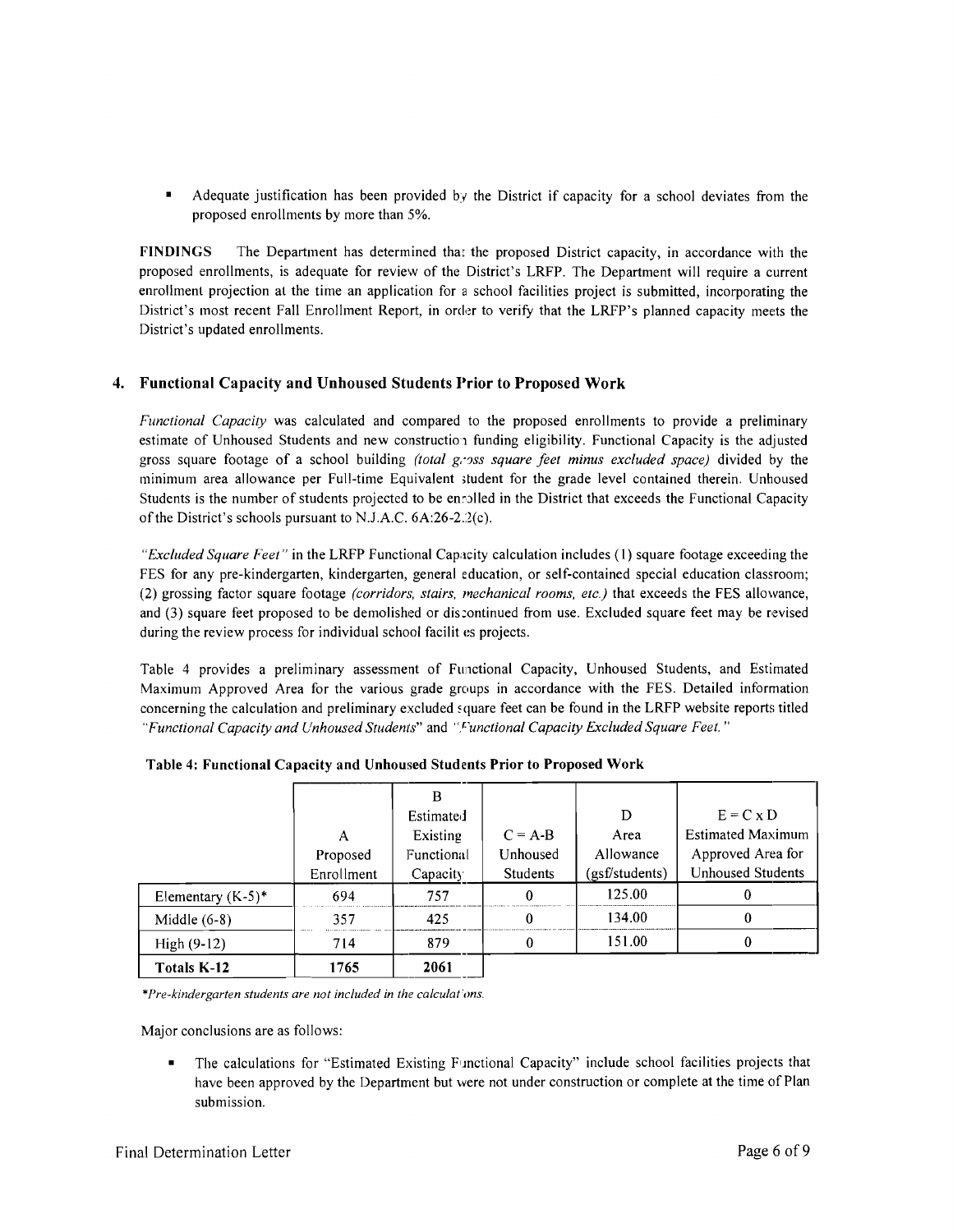- Adequate justification has been provided by the District if capacity for a school deviates from the proposed enrollments by more than 5%.

**FINDINGS** The Department has determined that the proposed District capacity, in accordance with the proposed enrollments, is adequate for review of the District's LRFP. The Department will require a current enrollment projection at the time an application for a school facilities project is submitted, incorporating the District's most recent Fall Enrollment Report, in order to verify that the LRFP's planned capacity meets the District's updated enrollments.

## 4. Functional Capacity and Unhoused Students Prior to Proposed Work

*Functional Capacity* was calculated and compared to the proposed enrollments to provide a preliminary estimate of Unhoused Students and new construction funding eligibility. Functional Capacity is the adjusted gross square footage of a school building *(total gross square feet minus excluded space)* divided by the minimum area allowance per Full-time Equivalent student for the grade level contained therein. Unhoused Students is the number of students projected to be enrolled in the District that exceeds the Functional Capacity of the District's schools pursuant to N.J.A.C. 6A:26-2.2(c).

*"Excluded Square Feet"* in the LRFP Functional Capacity calculation includes (1) square footage exceeding the FES for any pre-kindergarten, kindergarten, general education, or self-contained special education classroom; (2) grossing factor square footage *(corridors, stairs, mechanical rooms, etc.)* that exceeds the FES allowance, and (3) square feet proposed to be demolished or discontinued from use. Excluded square feet may be revised during the review process for individual school facilities projects.

Table 4 provides a preliminary assessment of Functional Capacity, Unhoused Students, and Estimated Maximum Approved Area for the various grade groups in accordance with the FES. Detailed information concerning the calculation and preliminary excluded square feet can be found in the LRFP website reports titled *"Functional Capacity and Unhoused Students"* and *"Functional Capacity Excluded Square Feet."*

**Table 4: Functional Capacity and Unhoused Students Prior to Proposed Work**

| | A Proposed Enrollment | B Estimated Existing Functional Capacity | C = A-B Unhoused Students | D Area Allowance (gsf/students) | E = C x D Estimated Maximum Approved Area for Unhoused Students |
|---|---|---|---|---|---|
| Elementary (K-5)* | 694 | 757 | 0 | 125.00 | 0 |
| Middle (6-8) | 357 | 425 | 0 | 134.00 | 0 |
| High (9-12) | 714 | 879 | 0 | 151.00 | 0 |
| **Totals K-12** | **1765** | **2061** | | | |

*\*Pre-kindergarten students are not included in the calculations.*

Major conclusions are as follows:

- The calculations for "Estimated Existing Functional Capacity" include school facilities projects that have been approved by the Department but were not under construction or complete at the time of Plan submission.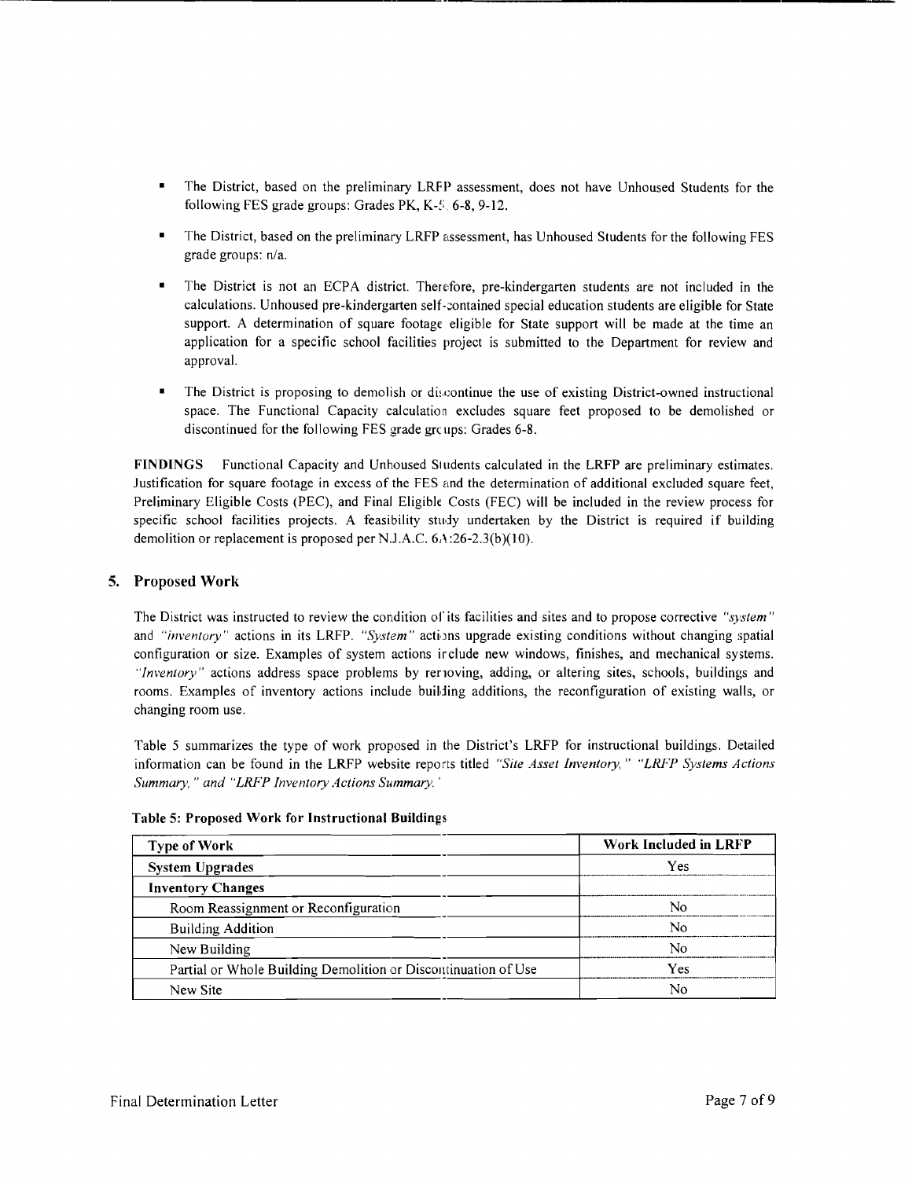- The District, based on the preliminary LRFP assessment, does not have Unhoused Students for the following FES grade groups: Grades PK, K-5, 6-8, 9-12.

- The District, based on the preliminary LRFP assessment, has Unhoused Students for the following FES grade groups: n/a.

- The District is not an ECPA district. Therefore, pre-kindergarten students are not included in the calculations. Unhoused pre-kindergarten self-contained special education students are eligible for State support. A determination of square footage eligible for State support will be made at the time an application for a specific school facilities project is submitted to the Department for review and approval.

- The District is proposing to demolish or discontinue the use of existing District-owned instructional space. The Functional Capacity calculation excludes square feet proposed to be demolished or discontinued for the following FES grade groups: Grades 6-8.

**FINDINGS** Functional Capacity and Unhoused Students calculated in the LRFP are preliminary estimates. Justification for square footage in excess of the FES and the determination of additional excluded square feet, Preliminary Eligible Costs (PEC), and Final Eligible Costs (FEC) will be included in the review process for specific school facilities projects. A feasibility study undertaken by the District is required if building demolition or replacement is proposed per N.J.A.C. 6A:26-2.3(b)(10).

## 5. Proposed Work

The District was instructed to review the condition of its facilities and sites and to propose corrective *"system"* and *"inventory"* actions in its LRFP. *"System"* actions upgrade existing conditions without changing spatial configuration or size. Examples of system actions include new windows, finishes, and mechanical systems. *"Inventory"* actions address space problems by removing, adding, or altering sites, schools, buildings and rooms. Examples of inventory actions include building additions, the reconfiguration of existing walls, or changing room use.

Table 5 summarizes the type of work proposed in the District's LRFP for instructional buildings. Detailed information can be found in the LRFP website reports titled *"Site Asset Inventory," "LRFP Systems Actions Summary," and "LRFP Inventory Actions Summary."*

**Table 5: Proposed Work for Instructional Buildings**

| Type of Work | Work Included in LRFP |
|---|---|
| **System Upgrades** | Yes |
| **Inventory Changes** | |
| Room Reassignment or Reconfiguration | No |
| Building Addition | No |
| New Building | No |
| Partial or Whole Building Demolition or Discontinuation of Use | Yes |
| New Site | No |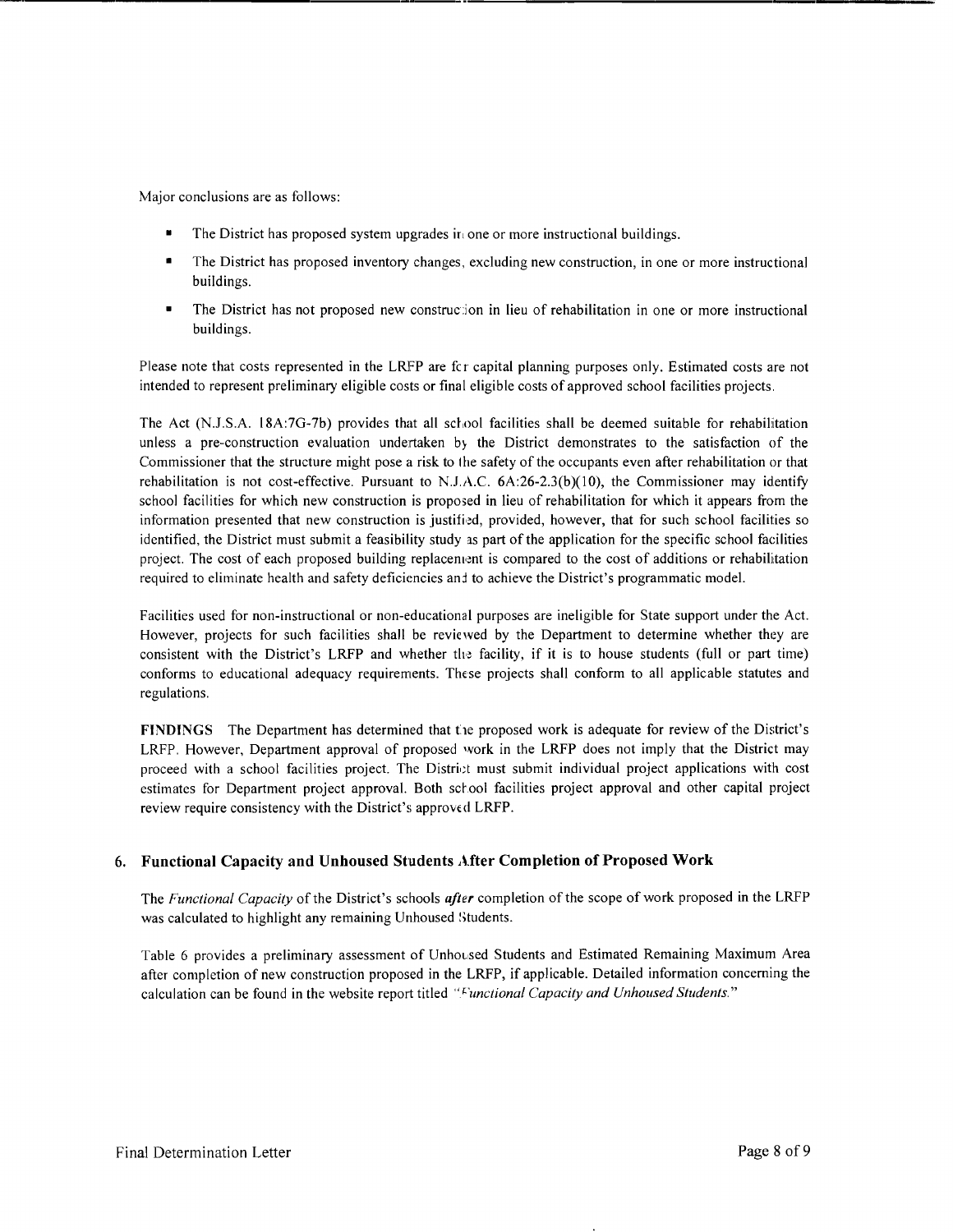Major conclusions are as follows:

- The District has proposed system upgrades in one or more instructional buildings.
- The District has proposed inventory changes, excluding new construction, in one or more instructional buildings.
- The District has not proposed new construction in lieu of rehabilitation in one or more instructional buildings.

Please note that costs represented in the LRFP are for capital planning purposes only. Estimated costs are not intended to represent preliminary eligible costs or final eligible costs of approved school facilities projects.

The Act (N.J.S.A. 18A:7G-7b) provides that all school facilities shall be deemed suitable for rehabilitation unless a pre-construction evaluation undertaken by the District demonstrates to the satisfaction of the Commissioner that the structure might pose a risk to the safety of the occupants even after rehabilitation or that rehabilitation is not cost-effective. Pursuant to N.J.A.C. 6A:26-2.3(b)(10), the Commissioner may identify school facilities for which new construction is proposed in lieu of rehabilitation for which it appears from the information presented that new construction is justified, provided, however, that for such school facilities so identified, the District must submit a feasibility study as part of the application for the specific school facilities project. The cost of each proposed building replacement is compared to the cost of additions or rehabilitation required to eliminate health and safety deficiencies and to achieve the District's programmatic model.

Facilities used for non-instructional or non-educational purposes are ineligible for State support under the Act. However, projects for such facilities shall be reviewed by the Department to determine whether they are consistent with the District's LRFP and whether the facility, if it is to house students (full or part time) conforms to educational adequacy requirements. These projects shall conform to all applicable statutes and regulations.

**FINDINGS** The Department has determined that the proposed work is adequate for review of the District's LRFP. However, Department approval of proposed work in the LRFP does not imply that the District may proceed with a school facilities project. The District must submit individual project applications with cost estimates for Department project approval. Both school facilities project approval and other capital project review require consistency with the District's approved LRFP.

## 6. Functional Capacity and Unhoused Students After Completion of Proposed Work

The *Functional Capacity* of the District's schools ***after*** completion of the scope of work proposed in the LRFP was calculated to highlight any remaining Unhoused Students.

Table 6 provides a preliminary assessment of Unhoused Students and Estimated Remaining Maximum Area after completion of new construction proposed in the LRFP, if applicable. Detailed information concerning the calculation can be found in the website report titled "*Functional Capacity and Unhoused Students.*"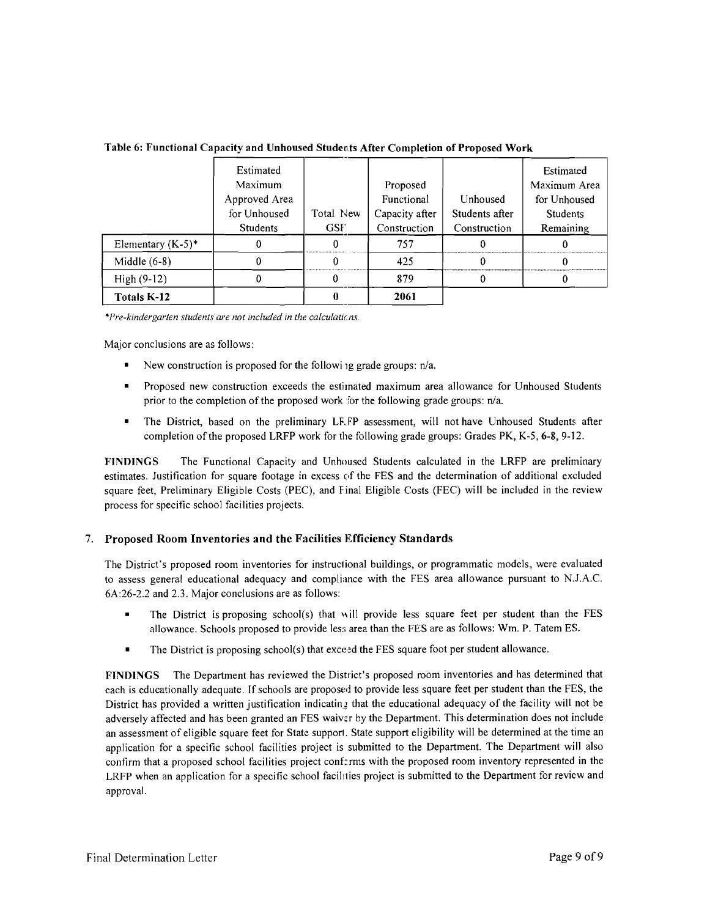**Table 6: Functional Capacity and Unhoused Students After Completion of Proposed Work**

| | Estimated Maximum Approved Area for Unhoused Students | Total New GSF | Proposed Functional Capacity after Construction | Unhoused Students after Construction | Estimated Maximum Area for Unhoused Students Remaining |
|---|---|---|---|---|---|
| Elementary (K-5)* | 0 | 0 | 757 | 0 | 0 |
| Middle (6-8) | 0 | 0 | 425 | 0 | 0 |
| High (9-12) | 0 | 0 | 879 | 0 | 0 |
| **Totals K-12** | | **0** | **2061** | | |

*\*Pre-kindergarten students are not included in the calculations.*

Major conclusions are as follows:

- New construction is proposed for the following grade groups: n/a.
- Proposed new construction exceeds the estimated maximum area allowance for Unhoused Students prior to the completion of the proposed work for the following grade groups: n/a.
- The District, based on the preliminary LRFP assessment, will not have Unhoused Students after completion of the proposed LRFP work for the following grade groups: Grades PK, K-5, 6-8, 9-12.

**FINDINGS** The Functional Capacity and Unhoused Students calculated in the LRFP are preliminary estimates. Justification for square footage in excess of the FES and the determination of additional excluded square feet, Preliminary Eligible Costs (PEC), and Final Eligible Costs (FEC) will be included in the review process for specific school facilities projects.

## 7. Proposed Room Inventories and the Facilities Efficiency Standards

The District's proposed room inventories for instructional buildings, or programmatic models, were evaluated to assess general educational adequacy and compliance with the FES area allowance pursuant to N.J.A.C. 6A:26-2.2 and 2.3. Major conclusions are as follows:

- The District is proposing school(s) that will provide less square feet per student than the FES allowance. Schools proposed to provide less area than the FES are as follows: Wm. P. Tatem ES.
- The District is proposing school(s) that exceed the FES square foot per student allowance.

**FINDINGS** The Department has reviewed the District's proposed room inventories and has determined that each is educationally adequate. If schools are proposed to provide less square feet per student than the FES, the District has provided a written justification indicating that the educational adequacy of the facility will not be adversely affected and has been granted an FES waiver by the Department. This determination does not include an assessment of eligible square feet for State support. State support eligibility will be determined at the time an application for a specific school facilities project is submitted to the Department. The Department will also confirm that a proposed school facilities project conforms with the proposed room inventory represented in the LRFP when an application for a specific school facilities project is submitted to the Department for review and approval.